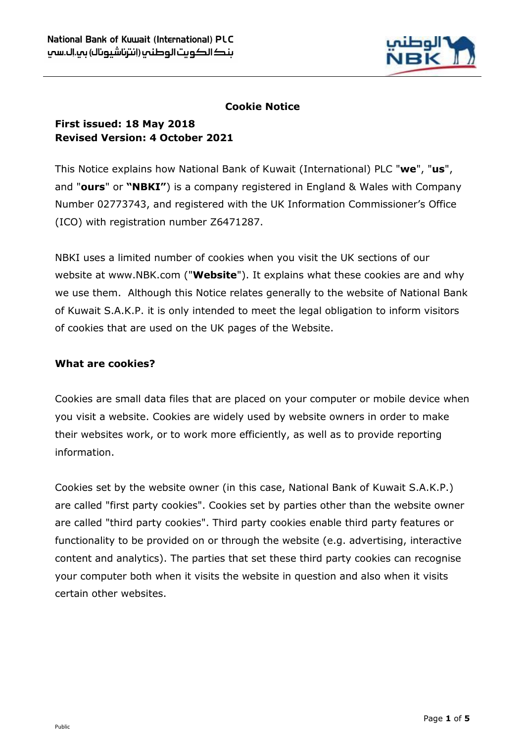# Cookie Notice

**First issued: 18 May 2018**
**Revised Version: 4 October 2021**

This Notice explains how National Bank of Kuwait (International) PLC "**we**", "**us**", and "**ours**" or **"NBKI"**) is a company registered in England & Wales with Company Number 02773743, and registered with the UK Information Commissioner's Office (ICO) with registration number Z6471287.

NBKI uses a limited number of cookies when you visit the UK sections of our website at www.NBK.com ("**Website**"). It explains what these cookies are and why we use them. Although this Notice relates generally to the website of National Bank of Kuwait S.A.K.P. it is only intended to meet the legal obligation to inform visitors of cookies that are used on the UK pages of the Website.

## What are cookies?

Cookies are small data files that are placed on your computer or mobile device when you visit a website. Cookies are widely used by website owners in order to make their websites work, or to work more efficiently, as well as to provide reporting information.

Cookies set by the website owner (in this case, National Bank of Kuwait S.A.K.P.) are called "first party cookies". Cookies set by parties other than the website owner are called "third party cookies". Third party cookies enable third party features or functionality to be provided on or through the website (e.g. advertising, interactive content and analytics). The parties that set these third party cookies can recognise your computer both when it visits the website in question and also when it visits certain other websites.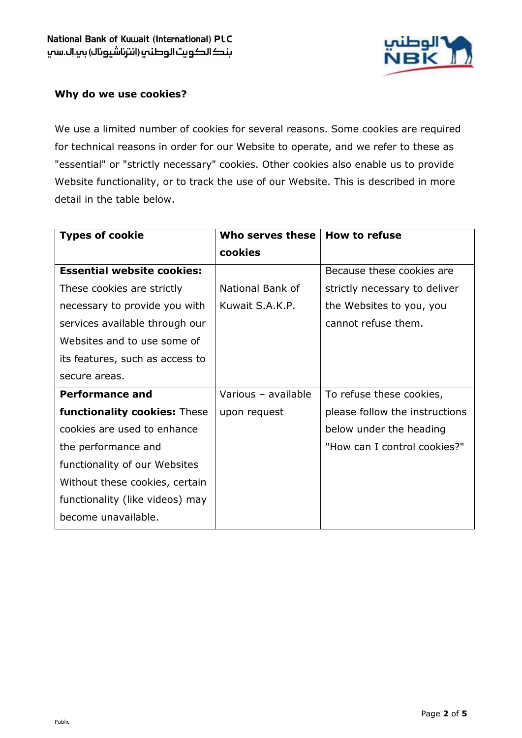**Why do we use cookies?**

We use a limited number of cookies for several reasons. Some cookies are required for technical reasons in order for our Website to operate, and we refer to these as "essential" or "strictly necessary" cookies. Other cookies also enable us to provide Website functionality, or to track the use of our Website. This is described in more detail in the table below.

| Types of cookie | Who serves these cookies | How to refuse |
|---|---|---|
| **Essential website cookies:** These cookies are strictly necessary to provide you with services available through our Websites and to use some of its features, such as access to secure areas. | National Bank of Kuwait S.A.K.P. | Because these cookies are strictly necessary to deliver the Websites to you, you cannot refuse them. |
| **Performance and functionality cookies:** These cookies are used to enhance the performance and functionality of our Websites Without these cookies, certain functionality (like videos) may become unavailable. | Various – available upon request | To refuse these cookies, please follow the instructions below under the heading "How can I control cookies?" |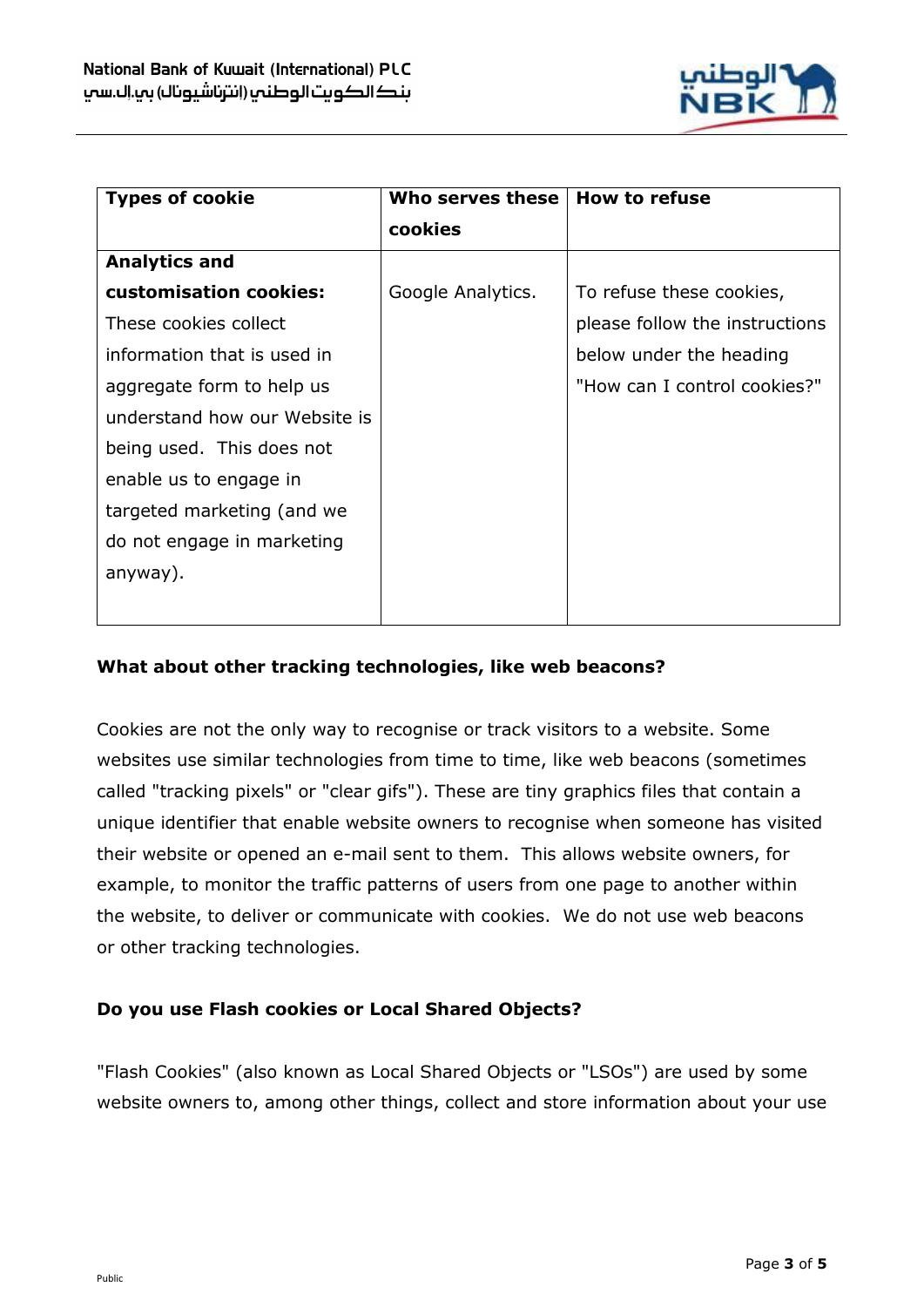| Types of cookie | Who serves these cookies | How to refuse |
|---|---|---|
| **Analytics and customisation cookies:** These cookies collect information that is used in aggregate form to help us understand how our Website is being used. This does not enable us to engage in targeted marketing (and we do not engage in marketing anyway). | Google Analytics. | To refuse these cookies, please follow the instructions below under the heading "How can I control cookies?" |

**What about other tracking technologies, like web beacons?**

Cookies are not the only way to recognise or track visitors to a website. Some websites use similar technologies from time to time, like web beacons (sometimes called "tracking pixels" or "clear gifs"). These are tiny graphics files that contain a unique identifier that enable website owners to recognise when someone has visited their website or opened an e-mail sent to them. This allows website owners, for example, to monitor the traffic patterns of users from one page to another within the website, to deliver or communicate with cookies. We do not use web beacons or other tracking technologies.

**Do you use Flash cookies or Local Shared Objects?**

"Flash Cookies" (also known as Local Shared Objects or "LSOs") are used by some website owners to, among other things, collect and store information about your use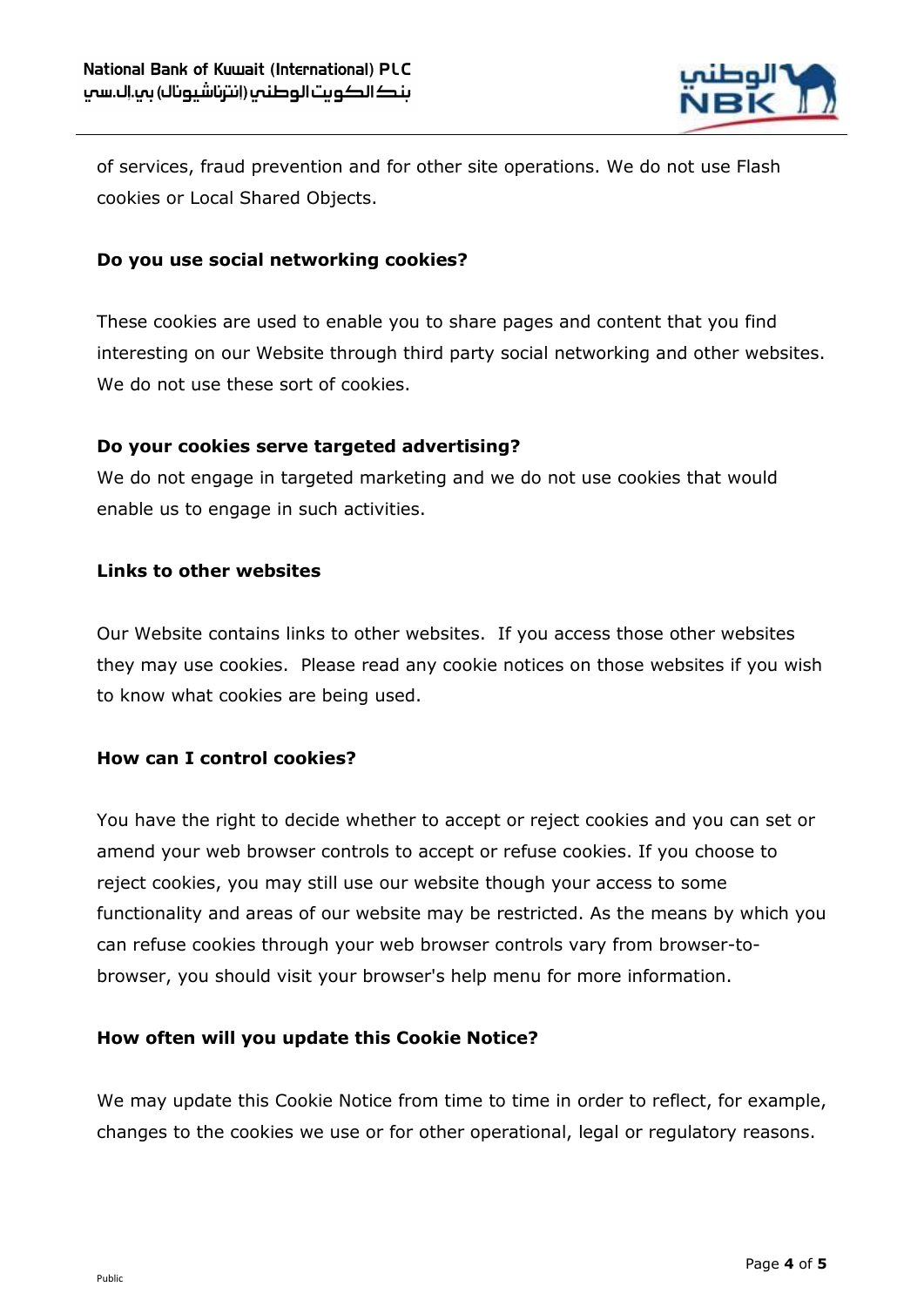of services, fraud prevention and for other site operations. We do not use Flash cookies or Local Shared Objects.

**Do you use social networking cookies?**

These cookies are used to enable you to share pages and content that you find interesting on our Website through third party social networking and other websites. We do not use these sort of cookies.

**Do your cookies serve targeted advertising?**

We do not engage in targeted marketing and we do not use cookies that would enable us to engage in such activities.

**Links to other websites**

Our Website contains links to other websites. If you access those other websites they may use cookies. Please read any cookie notices on those websites if you wish to know what cookies are being used.

**How can I control cookies?**

You have the right to decide whether to accept or reject cookies and you can set or amend your web browser controls to accept or refuse cookies. If you choose to reject cookies, you may still use our website though your access to some functionality and areas of our website may be restricted. As the means by which you can refuse cookies through your web browser controls vary from browser-to-browser, you should visit your browser's help menu for more information.

**How often will you update this Cookie Notice?**

We may update this Cookie Notice from time to time in order to reflect, for example, changes to the cookies we use or for other operational, legal or regulatory reasons.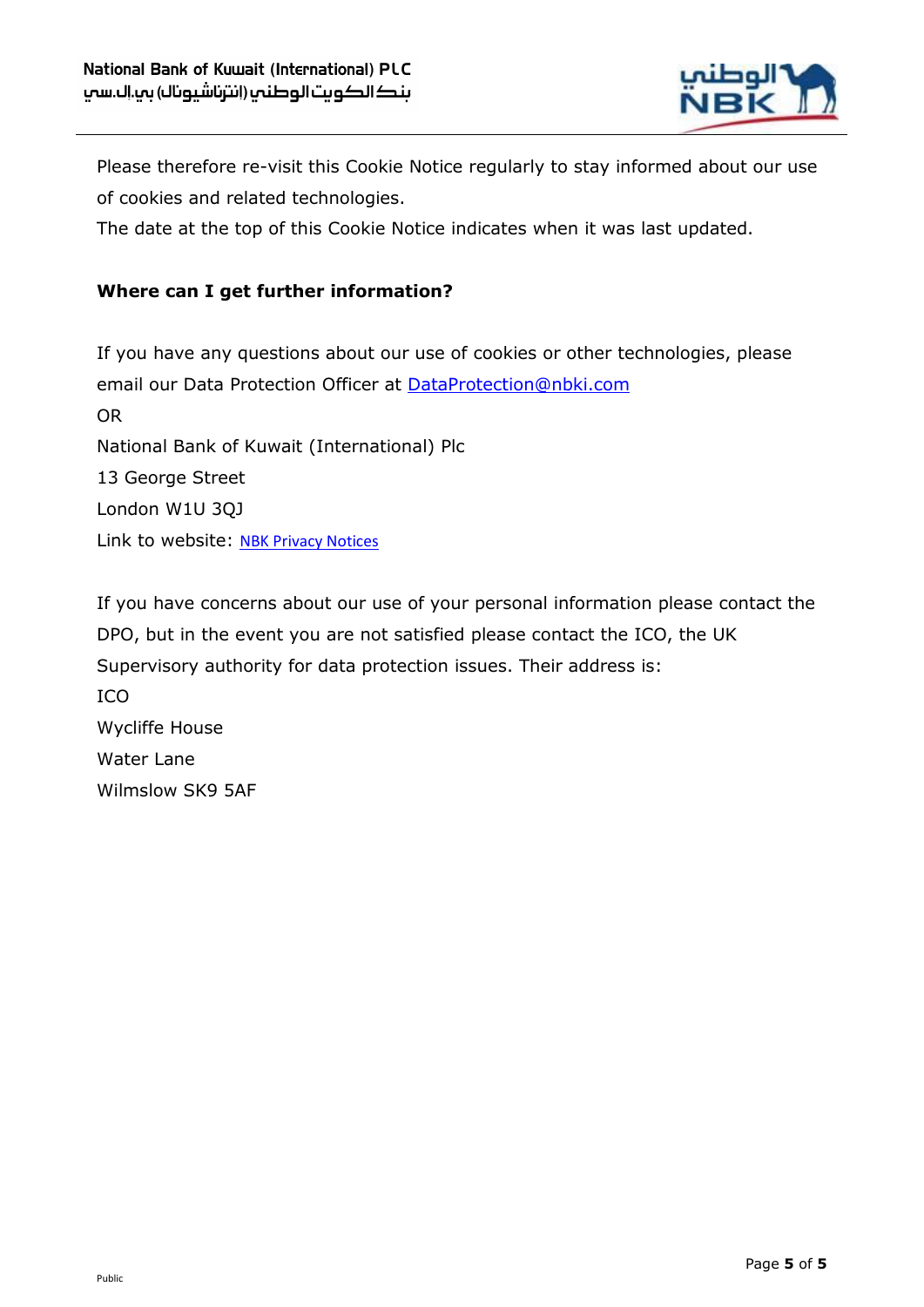Please therefore re-visit this Cookie Notice regularly to stay informed about our use of cookies and related technologies.
The date at the top of this Cookie Notice indicates when it was last updated.

**Where can I get further information?**

If you have any questions about our use of cookies or other technologies, please email our Data Protection Officer at DataProtection@nbki.com
OR
National Bank of Kuwait (International) Plc
13 George Street
London W1U 3QJ
Link to website: NBK Privacy Notices

If you have concerns about our use of your personal information please contact the DPO, but in the event you are not satisfied please contact the ICO, the UK Supervisory authority for data protection issues. Their address is:
ICO
Wycliffe House
Water Lane
Wilmslow SK9 5AF